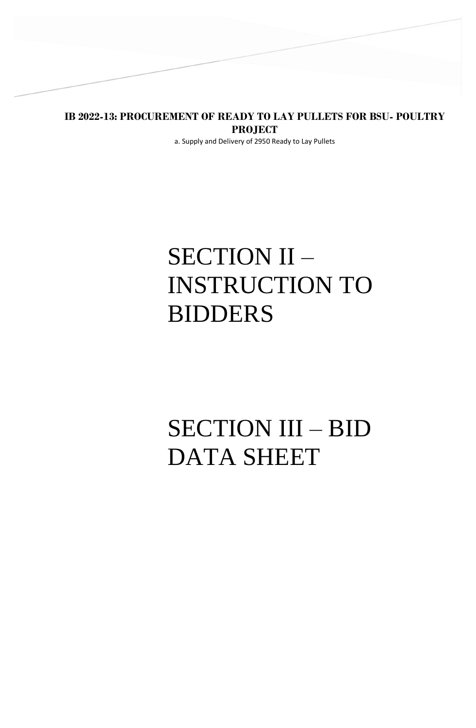**IB 2022-13: PROCUREMENT OF READY TO LAY PULLETS FOR BSU- POULTRY PROJECT**

a. Supply and Delivery of 2950 Ready to Lay Pullets

# SECTION II – INSTRUCTION TO BIDDERS

# SECTION III – BID DATA SHEET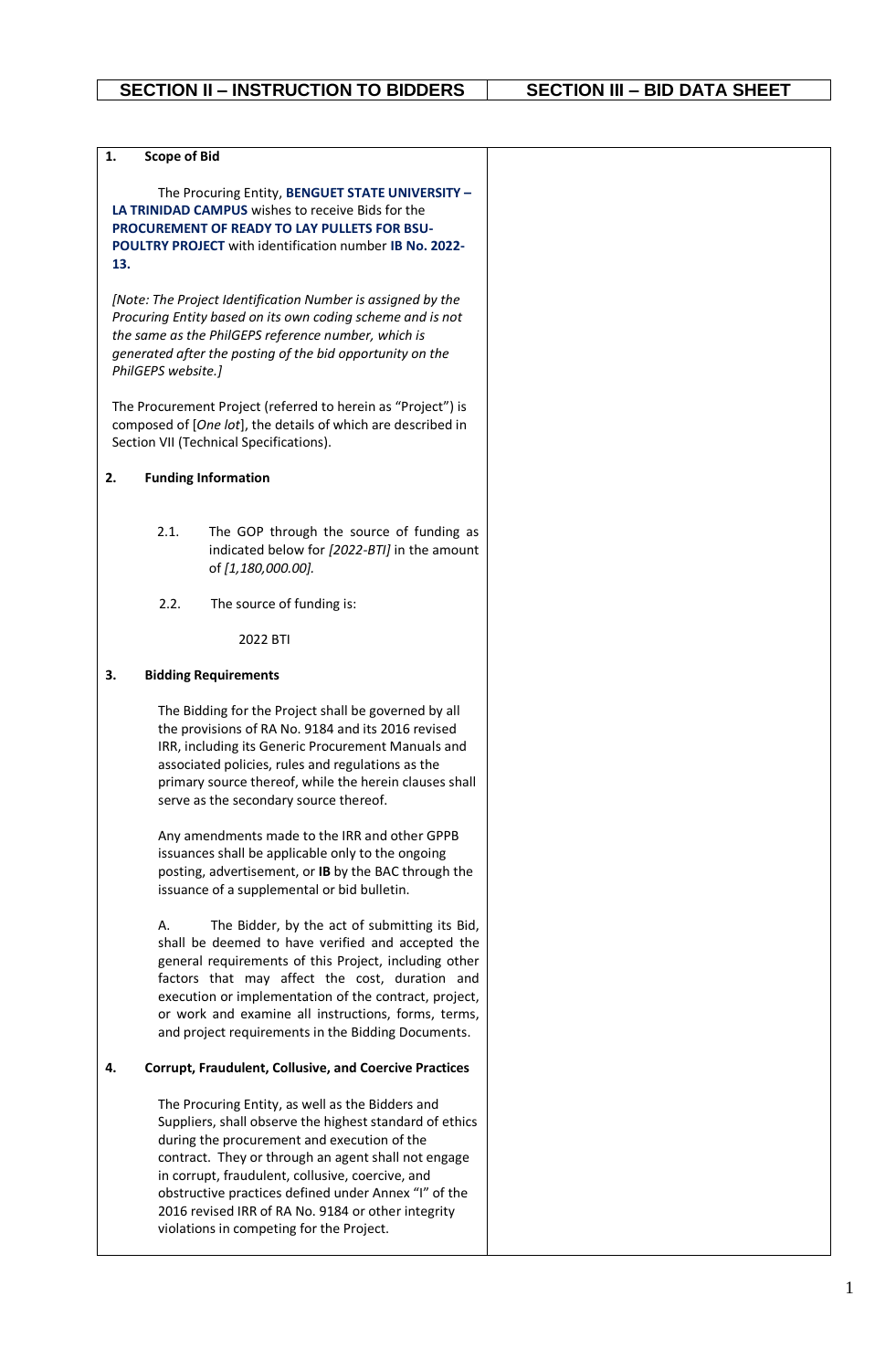| SECTION II – INSTRUCTION TO BIDDERS | SECTION III – BID DATA SHEET |
|---|---|

**1. Scope of Bid**

The Procuring Entity, **BENGUET STATE UNIVERSITY – LA TRINIDAD CAMPUS** wishes to receive Bids for the **PROCUREMENT OF READY TO LAY PULLETS FOR BSU-POULTRY PROJECT** with identification number **IB No. 2022-13.**

*[Note: The Project Identification Number is assigned by the Procuring Entity based on its own coding scheme and is not the same as the PhilGEPS reference number, which is generated after the posting of the bid opportunity on the PhilGEPS website.]*

The Procurement Project (referred to herein as "Project") is composed of [*One lot*], the details of which are described in Section VII (Technical Specifications).

**2. Funding Information**

2.1. The GOP through the source of funding as indicated below for *[2022-BTI]* in the amount of *[1,180,000.00].*

2.2. The source of funding is:

2022 BTI

**3. Bidding Requirements**

The Bidding for the Project shall be governed by all the provisions of RA No. 9184 and its 2016 revised IRR, including its Generic Procurement Manuals and associated policies, rules and regulations as the primary source thereof, while the herein clauses shall serve as the secondary source thereof.

Any amendments made to the IRR and other GPPB issuances shall be applicable only to the ongoing posting, advertisement, or **IB** by the BAC through the issuance of a supplemental or bid bulletin.

A. The Bidder, by the act of submitting its Bid, shall be deemed to have verified and accepted the general requirements of this Project, including other factors that may affect the cost, duration and execution or implementation of the contract, project, or work and examine all instructions, forms, terms, and project requirements in the Bidding Documents.

**4. Corrupt, Fraudulent, Collusive, and Coercive Practices**

The Procuring Entity, as well as the Bidders and Suppliers, shall observe the highest standard of ethics during the procurement and execution of the contract. They or through an agent shall not engage in corrupt, fraudulent, collusive, coercive, and obstructive practices defined under Annex "I" of the 2016 revised IRR of RA No. 9184 or other integrity violations in competing for the Project.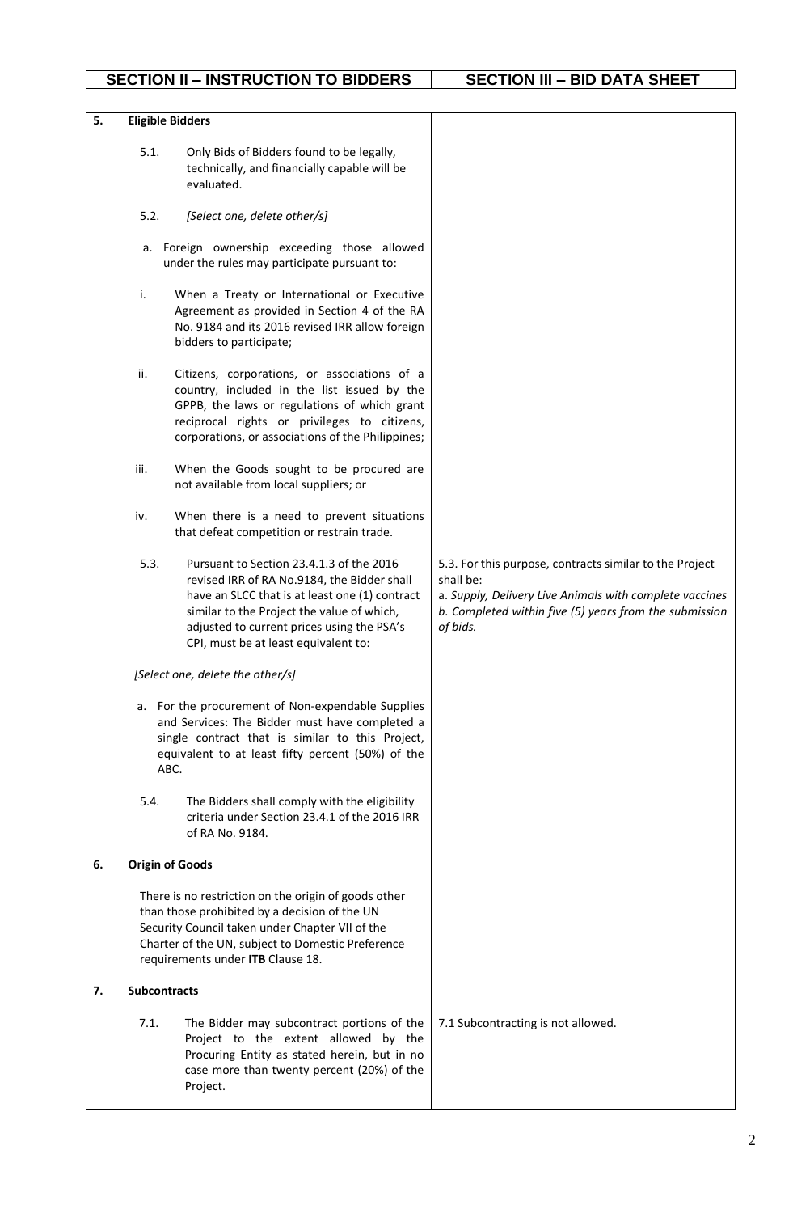| SECTION II – INSTRUCTION TO BIDDERS | SECTION III – BID DATA SHEET |
|---|---|
| **5. Eligible Bidders** | |
| 5.1. Only Bids of Bidders found to be legally, technically, and financially capable will be evaluated. | |
| 5.2. *[Select one, delete other/s]* | |
| a. Foreign ownership exceeding those allowed under the rules may participate pursuant to: | |
| i. When a Treaty or International or Executive Agreement as provided in Section 4 of the RA No. 9184 and its 2016 revised IRR allow foreign bidders to participate; | |
| ii. Citizens, corporations, or associations of a country, included in the list issued by the GPPB, the laws or regulations of which grant reciprocal rights or privileges to citizens, corporations, or associations of the Philippines; | |
| iii. When the Goods sought to be procured are not available from local suppliers; or | |
| iv. When there is a need to prevent situations that defeat competition or restrain trade. | |
| 5.3. Pursuant to Section 23.4.1.3 of the 2016 revised IRR of RA No.9184, the Bidder shall have an SLCC that is at least one (1) contract similar to the Project the value of which, adjusted to current prices using the PSA's CPI, must be at least equivalent to: | 5.3. For this purpose, contracts similar to the Project shall be:<br>a. *Supply, Delivery Live Animals with complete vaccines*<br>*b. Completed within five (5) years from the submission of bids.* |
| *[Select one, delete the other/s]* | |
| a. For the procurement of Non-expendable Supplies and Services: The Bidder must have completed a single contract that is similar to this Project, equivalent to at least fifty percent (50%) of the ABC. | |
| 5.4. The Bidders shall comply with the eligibility criteria under Section 23.4.1 of the 2016 IRR of RA No. 9184. | |
| **6. Origin of Goods** | |
| There is no restriction on the origin of goods other than those prohibited by a decision of the UN Security Council taken under Chapter VII of the Charter of the UN, subject to Domestic Preference requirements under **ITB** Clause 18. | |
| **7. Subcontracts** | |
| 7.1. The Bidder may subcontract portions of the Project to the extent allowed by the Procuring Entity as stated herein, but in no case more than twenty percent (20%) of the Project. | 7.1 Subcontracting is not allowed. |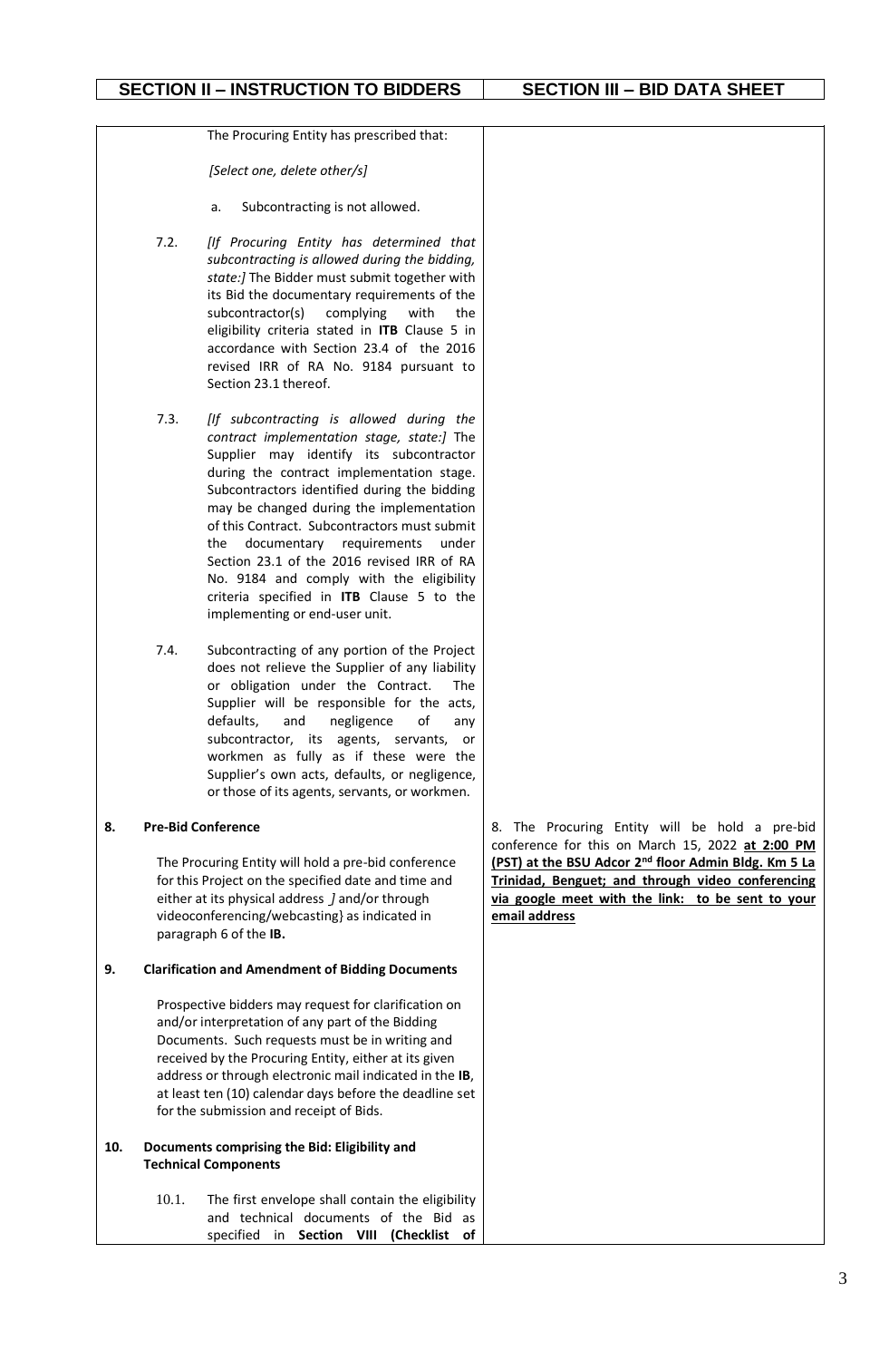| SECTION II – INSTRUCTION TO BIDDERS | SECTION III – BID DATA SHEET |
|---|---|
| The Procuring Entity has prescribed that:<br><br>*[Select one, delete other/s]*<br><br>a. Subcontracting is not allowed.<br><br>7.2. *[If Procuring Entity has determined that subcontracting is allowed during the bidding, state:]* The Bidder must submit together with its Bid the documentary requirements of the subcontractor(s) complying with the eligibility criteria stated in **ITB** Clause 5 in accordance with Section 23.4 of the 2016 revised IRR of RA No. 9184 pursuant to Section 23.1 thereof.<br><br>7.3. *[If subcontracting is allowed during the contract implementation stage, state:]* The Supplier may identify its subcontractor during the contract implementation stage. Subcontractors identified during the bidding may be changed during the implementation of this Contract. Subcontractors must submit the documentary requirements under Section 23.1 of the 2016 revised IRR of RA No. 9184 and comply with the eligibility criteria specified in **ITB** Clause 5 to the implementing or end-user unit.<br><br>7.4. Subcontracting of any portion of the Project does not relieve the Supplier of any liability or obligation under the Contract. The Supplier will be responsible for the acts, defaults, and negligence of any subcontractor, its agents, servants, or workmen as fully as if these were the Supplier's own acts, defaults, or negligence, or those of its agents, servants, or workmen. | |
| **8. Pre-Bid Conference**<br><br>The Procuring Entity will hold a pre-bid conference for this Project on the specified date and time and either at its physical address *]* and/or through videoconferencing/webcasting} as indicated in paragraph 6 of the **IB.** | 8. The Procuring Entity will be hold a pre-bid conference for this on March 15, 2022 **at 2:00 PM (PST) at the BSU Adcor 2nd floor Admin Bldg. Km 5 La Trinidad, Benguet; and through video conferencing via google meet with the link: to be sent to your email address** |
| **9. Clarification and Amendment of Bidding Documents**<br><br>Prospective bidders may request for clarification on and/or interpretation of any part of the Bidding Documents. Such requests must be in writing and received by the Procuring Entity, either at its given address or through electronic mail indicated in the **IB**, at least ten (10) calendar days before the deadline set for the submission and receipt of Bids. | |
| **10. Documents comprising the Bid: Eligibility and Technical Components**<br><br>10.1. The first envelope shall contain the eligibility and technical documents of the Bid as specified in **Section VIII (Checklist of** | |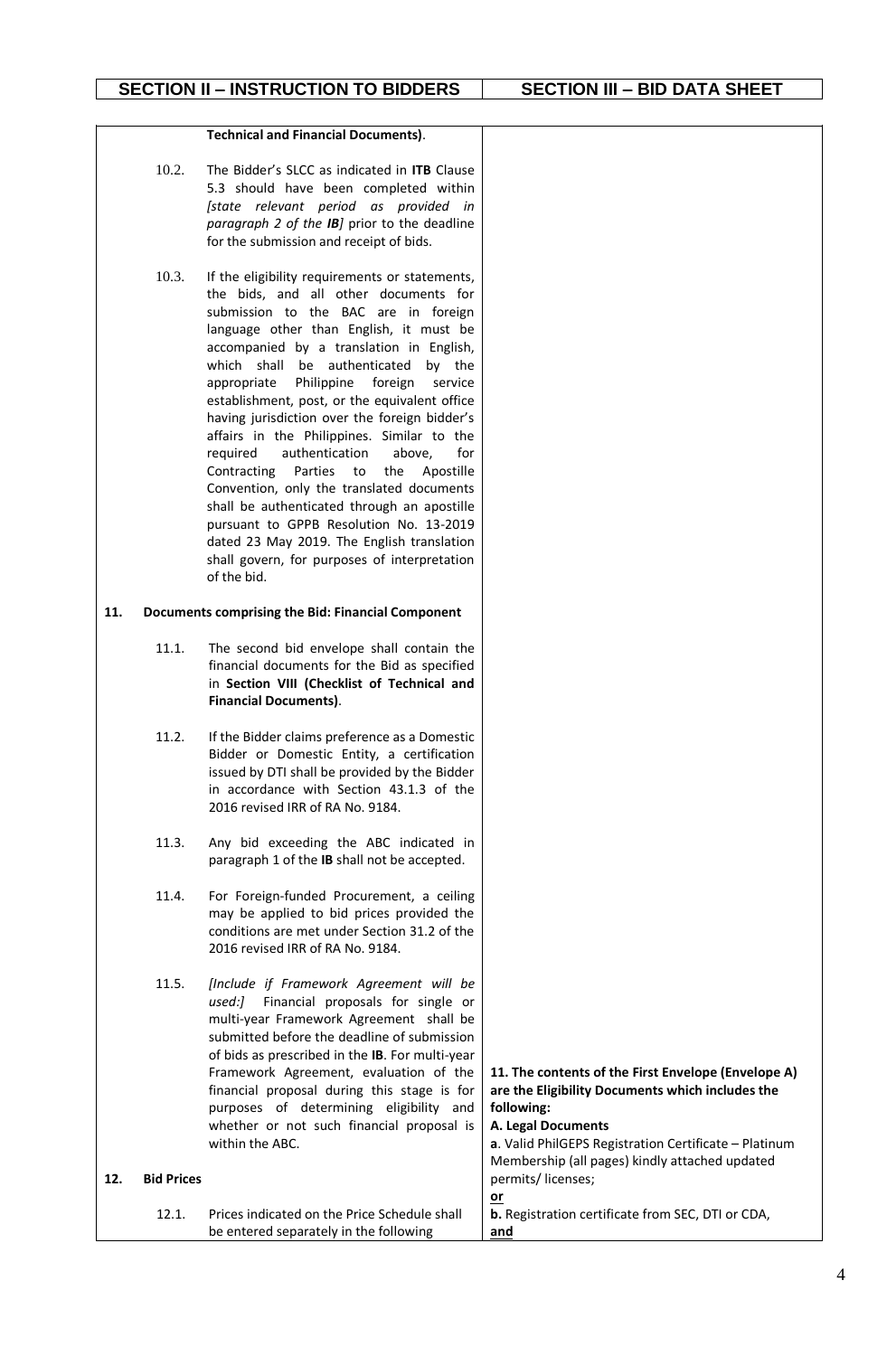| SECTION II – INSTRUCTION TO BIDDERS | | | SECTION III – BID DATA SHEET |
|---|---|---|---|
| | | **Technical and Financial Documents)**. | |
| | 10.2. | The Bidder's SLCC as indicated in **ITB** Clause 5.3 should have been completed within *[state relevant period as provided in paragraph 2 of the **IB**]* prior to the deadline for the submission and receipt of bids. | |
| | 10.3. | If the eligibility requirements or statements, the bids, and all other documents for submission to the BAC are in foreign language other than English, it must be accompanied by a translation in English, which shall be authenticated by the appropriate Philippine foreign service establishment, post, or the equivalent office having jurisdiction over the foreign bidder's affairs in the Philippines. Similar to the required authentication above, for Contracting Parties to the Apostille Convention, only the translated documents shall be authenticated through an apostille pursuant to GPPB Resolution No. 13-2019 dated 23 May 2019. The English translation shall govern, for purposes of interpretation of the bid. | |
| **11.** | **Documents comprising the Bid: Financial Component** | | |
| | 11.1. | The second bid envelope shall contain the financial documents for the Bid as specified in **Section VIII (Checklist of Technical and Financial Documents)**. | |
| | 11.2. | If the Bidder claims preference as a Domestic Bidder or Domestic Entity, a certification issued by DTI shall be provided by the Bidder in accordance with Section 43.1.3 of the 2016 revised IRR of RA No. 9184. | |
| | 11.3. | Any bid exceeding the ABC indicated in paragraph 1 of the **IB** shall not be accepted. | |
| | 11.4. | For Foreign-funded Procurement, a ceiling may be applied to bid prices provided the conditions are met under Section 31.2 of the 2016 revised IRR of RA No. 9184. | |
| | 11.5. | *[Include if Framework Agreement will be used:]* Financial proposals for single or multi-year Framework Agreement shall be submitted before the deadline of submission of bids as prescribed in the **IB**. For multi-year Framework Agreement, evaluation of the financial proposal during this stage is for purposes of determining eligibility and whether or not such financial proposal is within the ABC. | **11. The contents of the First Envelope (Envelope A) are the Eligibility Documents which includes the following:**<br>**A. Legal Documents**<br>**a**. Valid PhilGEPS Registration Certificate – Platinum Membership (all pages) kindly attached updated permits/ licenses;<br>**<u>or</u>**<br>**b.** Registration certificate from SEC, DTI or CDA, **<u>and</u>** |
| **12.** | **Bid Prices** | | |
| | 12.1. | Prices indicated on the Price Schedule shall be entered separately in the following | |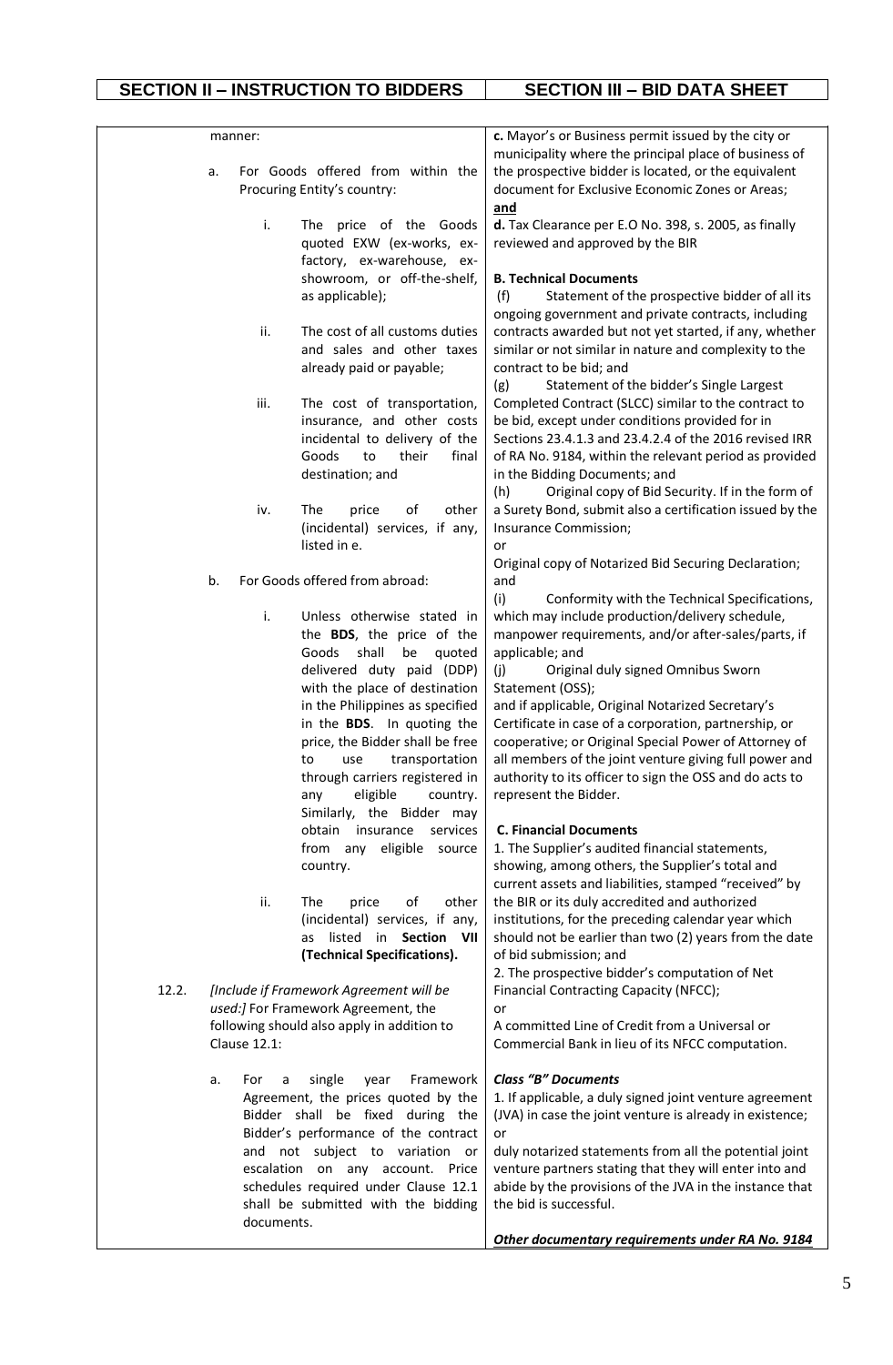| SECTION II – INSTRUCTION TO BIDDERS | SECTION III – BID DATA SHEET |
|---|---|
| manner:<br><br>a. For Goods offered from within the Procuring Entity's country:<br><br>i. The price of the Goods quoted EXW (ex-works, ex-factory, ex-warehouse, ex-showroom, or off-the-shelf, as applicable);<br><br>ii. The cost of all customs duties and sales and other taxes already paid or payable;<br><br>iii. The cost of transportation, insurance, and other costs incidental to delivery of the Goods to their final destination; and<br><br>iv. The price of other (incidental) services, if any, listed in e.<br><br>b. For Goods offered from abroad:<br><br>i. Unless otherwise stated in the **BDS**, the price of the Goods shall be quoted delivered duty paid (DDP) with the place of destination in the Philippines as specified in the **BDS**. In quoting the price, the Bidder shall be free to use transportation through carriers registered in any eligible country. Similarly, the Bidder may obtain insurance services from any eligible source country.<br><br>ii. The price of other (incidental) services, if any, as listed in **Section VII (Technical Specifications).**<br><br>12.2. *[Include if Framework Agreement will be used:]* For Framework Agreement, the following should also apply in addition to Clause 12.1:<br><br>a. For a single year Framework Agreement, the prices quoted by the Bidder shall be fixed during the Bidder's performance of the contract and not subject to variation or escalation on any account. Price schedules required under Clause 12.1 shall be submitted with the bidding documents. | **c.** Mayor's or Business permit issued by the city or municipality where the principal place of business of the prospective bidder is located, or the equivalent document for Exclusive Economic Zones or Areas; **and**<br>**d.** Tax Clearance per E.O No. 398, s. 2005, as finally reviewed and approved by the BIR<br><br>**B. Technical Documents**<br>(f) Statement of the prospective bidder of all its ongoing government and private contracts, including contracts awarded but not yet started, if any, whether similar or not similar in nature and complexity to the contract to be bid; and<br>(g) Statement of the bidder's Single Largest Completed Contract (SLCC) similar to the contract to be bid, except under conditions provided for in Sections 23.4.1.3 and 23.4.2.4 of the 2016 revised IRR of RA No. 9184, within the relevant period as provided in the Bidding Documents; and<br>(h) Original copy of Bid Security. If in the form of a Surety Bond, submit also a certification issued by the Insurance Commission;<br>or<br>Original copy of Notarized Bid Securing Declaration; and<br>(i) Conformity with the Technical Specifications, which may include production/delivery schedule, manpower requirements, and/or after-sales/parts, if applicable; and<br>(j) Original duly signed Omnibus Sworn Statement (OSS);<br>and if applicable, Original Notarized Secretary's Certificate in case of a corporation, partnership, or cooperative; or Original Special Power of Attorney of all members of the joint venture giving full power and authority to its officer to sign the OSS and do acts to represent the Bidder.<br><br>**C. Financial Documents**<br>1. The Supplier's audited financial statements, showing, among others, the Supplier's total and current assets and liabilities, stamped "received" by the BIR or its duly accredited and authorized institutions, for the preceding calendar year which should not be earlier than two (2) years from the date of bid submission; and<br>2. The prospective bidder's computation of Net Financial Contracting Capacity (NFCC);<br>or<br>A committed Line of Credit from a Universal or Commercial Bank in lieu of its NFCC computation.<br><br>***Class "B" Documents***<br>1. If applicable, a duly signed joint venture agreement (JVA) in case the joint venture is already in existence; or<br>duly notarized statements from all the potential joint venture partners stating that they will enter into and abide by the provisions of the JVA in the instance that the bid is successful.<br><br>***Other documentary requirements under RA No. 9184*** |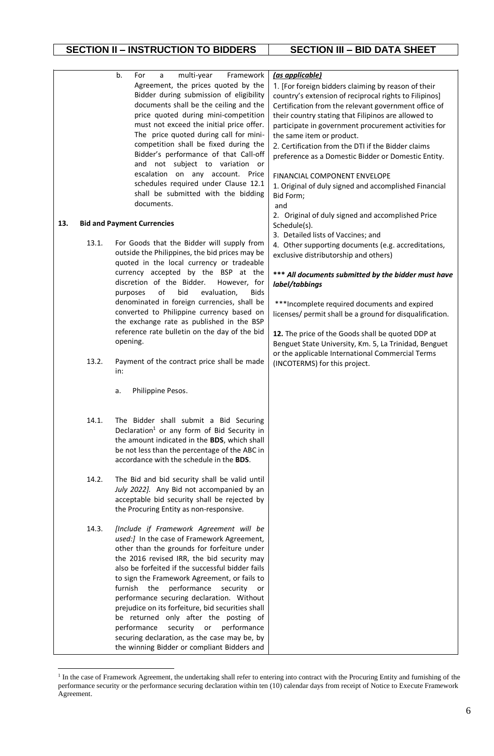| SECTION II – INSTRUCTION TO BIDDERS | SECTION III – BID DATA SHEET |
|---|---|
| b. For a multi-year Framework Agreement, the prices quoted by the Bidder during submission of eligibility documents shall be the ceiling and the price quoted during mini-competition must not exceed the initial price offer. The price quoted during call for mini-competition shall be fixed during the Bidder's performance of that Call-off and not subject to variation or escalation on any account. Price schedules required under Clause 12.1 shall be submitted with the bidding documents.<br><br>**13. Bid and Payment Currencies**<br><br>13.1. For Goods that the Bidder will supply from outside the Philippines, the bid prices may be quoted in the local currency or tradeable currency accepted by the BSP at the discretion of the Bidder. However, for purposes of bid evaluation, Bids denominated in foreign currencies, shall be converted to Philippine currency based on the exchange rate as published in the BSP reference rate bulletin on the day of the bid opening.<br><br>13.2. Payment of the contract price shall be made in:<br><br>a. Philippine Pesos.<br><br>14.1. The Bidder shall submit a Bid Securing Declaration[1] or any form of Bid Security in the amount indicated in the **BDS**, which shall be not less than the percentage of the ABC in accordance with the schedule in the **BDS**.<br><br>14.2. The Bid and bid security shall be valid until *July 2022].* Any Bid not accompanied by an acceptable bid security shall be rejected by the Procuring Entity as non-responsive.<br><br>14.3. *[Include if Framework Agreement will be used:]* In the case of Framework Agreement, other than the grounds for forfeiture under the 2016 revised IRR, the bid security may also be forfeited if the successful bidder fails to sign the Framework Agreement, or fails to furnish the performance security or performance securing declaration. Without prejudice on its forfeiture, bid securities shall be returned only after the posting of performance security or performance securing declaration, as the case may be, by the winning Bidder or compliant Bidders and | ***(as applicable)***<br>1. [For foreign bidders claiming by reason of their country's extension of reciprocal rights to Filipinos] Certification from the relevant government office of their country stating that Filipinos are allowed to participate in government procurement activities for the same item or product.<br>2. Certification from the DTI if the Bidder claims preference as a Domestic Bidder or Domestic Entity.<br><br>FINANCIAL COMPONENT ENVELOPE<br>1. Original of duly signed and accomplished Financial Bid Form;<br>and<br>2. Original of duly signed and accomplished Price Schedule(s).<br>3. Detailed lists of Vaccines; and<br>4. Other supporting documents (e.g. accreditations, exclusive distributorship and others)<br><br>***\*\*\* All documents submitted by the bidder must have label/tabbings***<br><br>\*\*\*Incomplete required documents and expired licenses/ permit shall be a ground for disqualification.<br><br>**12.** The price of the Goods shall be quoted DDP at Benguet State University, Km. 5, La Trinidad, Benguet or the applicable International Commercial Terms (INCOTERMS) for this project. |

[1] In the case of Framework Agreement, the undertaking shall refer to entering into contract with the Procuring Entity and furnishing of the performance security or the performance securing declaration within ten (10) calendar days from receipt of Notice to Execute Framework Agreement.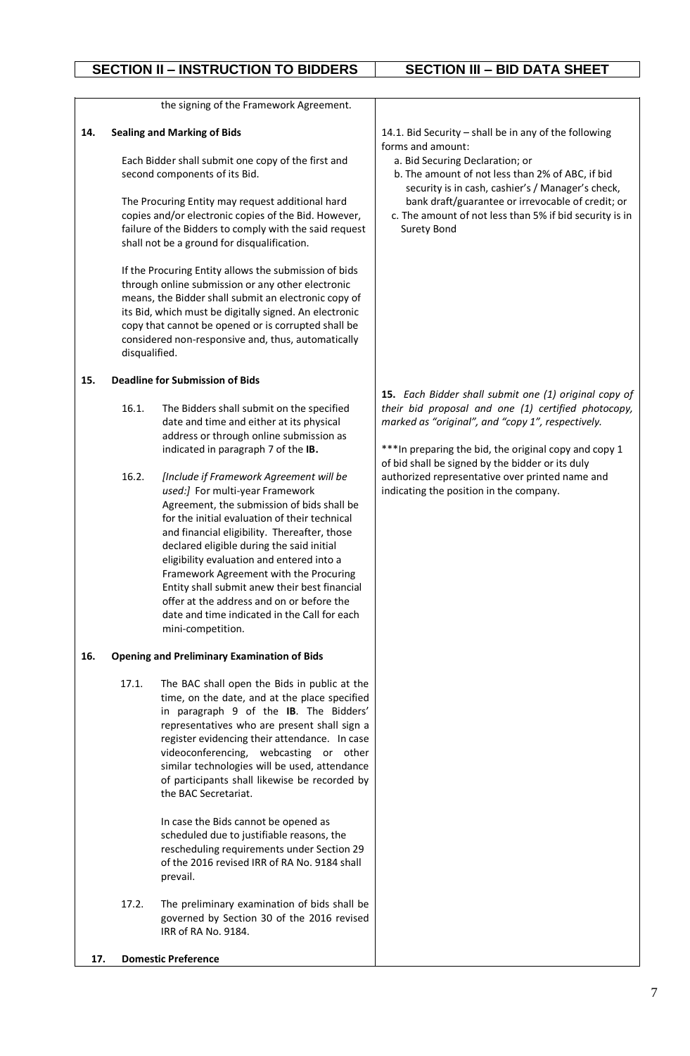| SECTION II – INSTRUCTION TO BIDDERS | SECTION III – BID DATA SHEET |
|---|---|
| the signing of the Framework Agreement. | |
| **14. Sealing and Marking of Bids**<br><br>Each Bidder shall submit one copy of the first and second components of its Bid.<br><br>The Procuring Entity may request additional hard copies and/or electronic copies of the Bid. However, failure of the Bidders to comply with the said request shall not be a ground for disqualification.<br><br>If the Procuring Entity allows the submission of bids through online submission or any other electronic means, the Bidder shall submit an electronic copy of its Bid, which must be digitally signed. An electronic copy that cannot be opened or is corrupted shall be considered non-responsive and, thus, automatically disqualified. | 14.1. Bid Security – shall be in any of the following forms and amount:<br>a. Bid Securing Declaration; or<br>b. The amount of not less than 2% of ABC, if bid security is in cash, cashier's / Manager's check, bank draft/guarantee or irrevocable of credit; or<br>c. The amount of not less than 5% if bid security is in Surety Bond |
| **15. Deadline for Submission of Bids**<br><br>16.1. The Bidders shall submit on the specified date and time and either at its physical address or through online submission as indicated in paragraph 7 of the **IB.**<br><br>16.2. *[Include if Framework Agreement will be used:]* For multi-year Framework Agreement, the submission of bids shall be for the initial evaluation of their technical and financial eligibility. Thereafter, those declared eligible during the said initial eligibility evaluation and entered into a Framework Agreement with the Procuring Entity shall submit anew their best financial offer at the address and on or before the date and time indicated in the Call for each mini-competition. | ***15.** Each Bidder shall submit one (1) original copy of their bid proposal and one (1) certified photocopy, marked as "original", and "copy 1", respectively.*<br><br>***In preparing the bid, the original copy and copy 1 of bid shall be signed by the bidder or its duly authorized representative over printed name and indicating the position in the company. |
| **16. Opening and Preliminary Examination of Bids**<br><br>17.1. The BAC shall open the Bids in public at the time, on the date, and at the place specified in paragraph 9 of the **IB**. The Bidders' representatives who are present shall sign a register evidencing their attendance. In case videoconferencing, webcasting or other similar technologies will be used, attendance of participants shall likewise be recorded by the BAC Secretariat.<br><br>In case the Bids cannot be opened as scheduled due to justifiable reasons, the rescheduling requirements under Section 29 of the 2016 revised IRR of RA No. 9184 shall prevail.<br><br>17.2. The preliminary examination of bids shall be governed by Section 30 of the 2016 revised IRR of RA No. 9184. | |
| **17. Domestic Preference** | |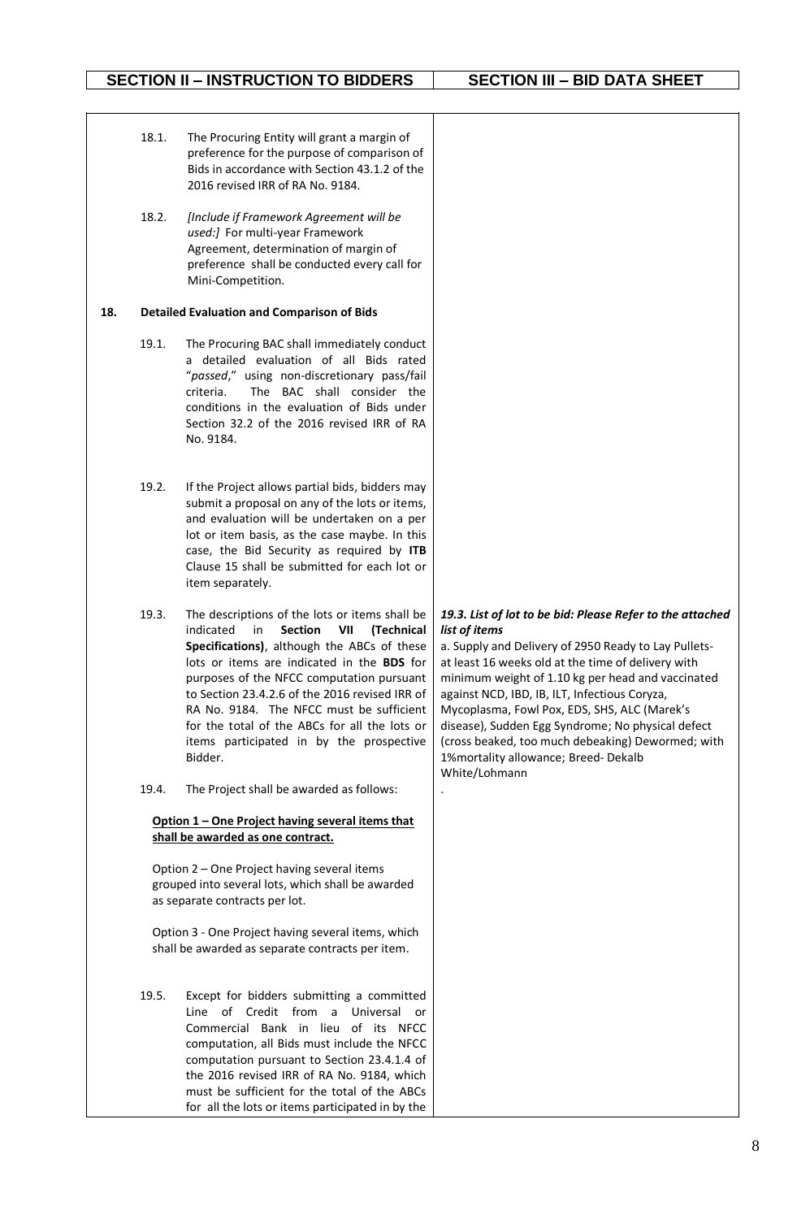| SECTION II – INSTRUCTION TO BIDDERS | SECTION III – BID DATA SHEET |
|---|---|
| 18.1. The Procuring Entity will grant a margin of preference for the purpose of comparison of Bids in accordance with Section 43.1.2 of the 2016 revised IRR of RA No. 9184. | |
| 18.2. *[Include if Framework Agreement will be used:]* For multi-year Framework Agreement, determination of margin of preference shall be conducted every call for Mini-Competition. | |
| **18. Detailed Evaluation and Comparison of Bids** | |
| 19.1. The Procuring BAC shall immediately conduct a detailed evaluation of all Bids rated "*passed*," using non-discretionary pass/fail criteria. The BAC shall consider the conditions in the evaluation of Bids under Section 32.2 of the 2016 revised IRR of RA No. 9184. | |
| 19.2. If the Project allows partial bids, bidders may submit a proposal on any of the lots or items, and evaluation will be undertaken on a per lot or item basis, as the case maybe. In this case, the Bid Security as required by **ITB** Clause 15 shall be submitted for each lot or item separately. | |
| 19.3. The descriptions of the lots or items shall be indicated in **Section VII (Technical Specifications)**, although the ABCs of these lots or items are indicated in the **BDS** for purposes of the NFCC computation pursuant to Section 23.4.2.6 of the 2016 revised IRR of RA No. 9184. The NFCC must be sufficient for the total of the ABCs for all the lots or items participated in by the prospective Bidder. | ***19.3. List of lot to be bid: Please Refer to the attached list of items*** <br> a. Supply and Delivery of 2950 Ready to Lay Pullets- at least 16 weeks old at the time of delivery with minimum weight of 1.10 kg per head and vaccinated against NCD, IBD, IB, ILT, Infectious Coryza, Mycoplasma, Fowl Pox, EDS, SHS, ALC (Marek's disease), Sudden Egg Syndrome; No physical defect (cross beaked, too much debeaking) Dewormed; with 1%mortality allowance; Breed- Dekalb White/Lohmann <br> . |
| 19.4. The Project shall be awarded as follows: <br><br> <u>**Option 1 – One Project having several items that shall be awarded as one contract.**</u> <br><br> Option 2 – One Project having several items grouped into several lots, which shall be awarded as separate contracts per lot. <br><br> Option 3 - One Project having several items, which shall be awarded as separate contracts per item. | |
| 19.5. Except for bidders submitting a committed Line of Credit from a Universal or Commercial Bank in lieu of its NFCC computation, all Bids must include the NFCC computation pursuant to Section 23.4.1.4 of the 2016 revised IRR of RA No. 9184, which must be sufficient for the total of the ABCs for all the lots or items participated in by the | |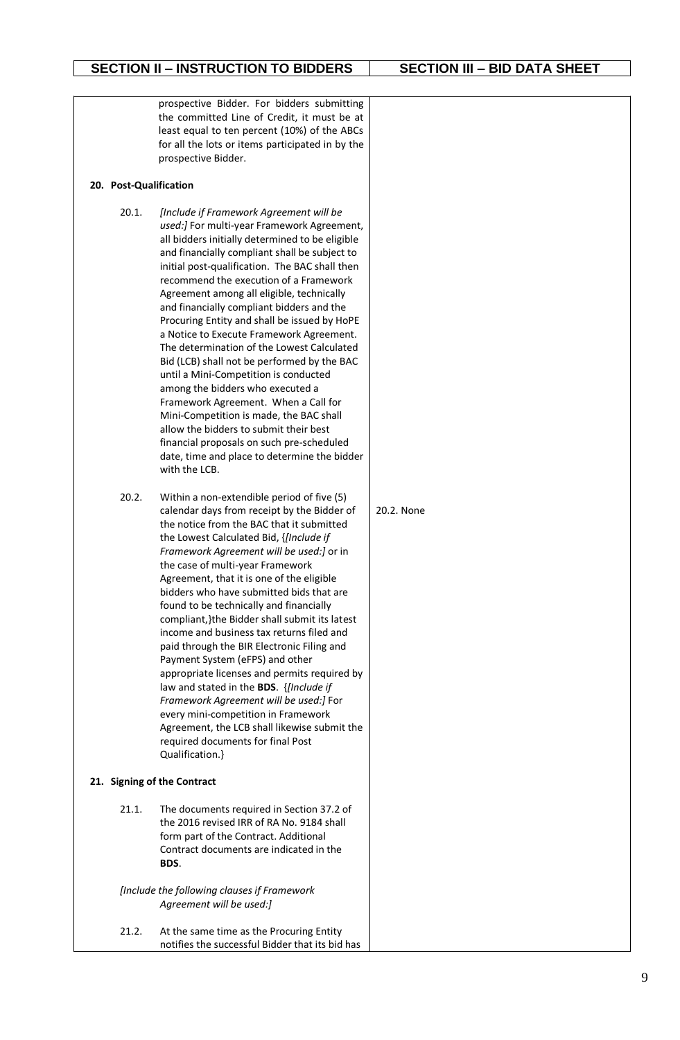| SECTION II – INSTRUCTION TO BIDDERS | SECTION III – BID DATA SHEET |
|---|---|
| prospective Bidder. For bidders submitting the committed Line of Credit, it must be at least equal to ten percent (10%) of the ABCs for all the lots or items participated in by the prospective Bidder. | |
| **20. Post-Qualification** | |
| 20.1. *[Include if Framework Agreement will be used:]* For multi-year Framework Agreement, all bidders initially determined to be eligible and financially compliant shall be subject to initial post-qualification. The BAC shall then recommend the execution of a Framework Agreement among all eligible, technically and financially compliant bidders and the Procuring Entity and shall be issued by HoPE a Notice to Execute Framework Agreement. The determination of the Lowest Calculated Bid (LCB) shall not be performed by the BAC until a Mini-Competition is conducted among the bidders who executed a Framework Agreement. When a Call for Mini-Competition is made, the BAC shall allow the bidders to submit their best financial proposals on such pre-scheduled date, time and place to determine the bidder with the LCB. | |
| 20.2. Within a non-extendible period of five (5) calendar days from receipt by the Bidder of the notice from the BAC that it submitted the Lowest Calculated Bid, {*[Include if Framework Agreement will be used:]* or in the case of multi-year Framework Agreement, that it is one of the eligible bidders who have submitted bids that are found to be technically and financially compliant,}the Bidder shall submit its latest income and business tax returns filed and paid through the BIR Electronic Filing and Payment System (eFPS) and other appropriate licenses and permits required by law and stated in the **BDS**. {*[Include if Framework Agreement will be used:]* For every mini-competition in Framework Agreement, the LCB shall likewise submit the required documents for final Post Qualification.} | 20.2. None |
| **21. Signing of the Contract** | |
| 21.1. The documents required in Section 37.2 of the 2016 revised IRR of RA No. 9184 shall form part of the Contract. Additional Contract documents are indicated in the **BDS**. | |
| *[Include the following clauses if Framework Agreement will be used:]* | |
| 21.2. At the same time as the Procuring Entity notifies the successful Bidder that its bid has | |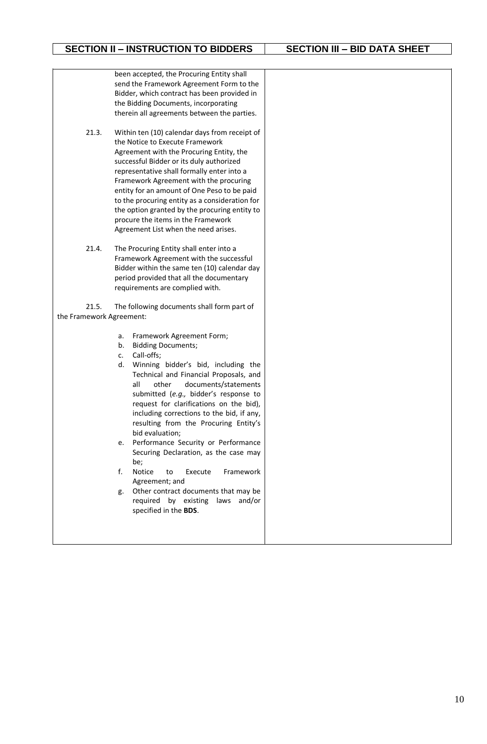| SECTION II – INSTRUCTION TO BIDDERS | SECTION III – BID DATA SHEET |
|---|---|
| been accepted, the Procuring Entity shall send the Framework Agreement Form to the Bidder, which contract has been provided in the Bidding Documents, incorporating therein all agreements between the parties.<br><br>21.3. Within ten (10) calendar days from receipt of the Notice to Execute Framework Agreement with the Procuring Entity, the successful Bidder or its duly authorized representative shall formally enter into a Framework Agreement with the procuring entity for an amount of One Peso to be paid to the procuring entity as a consideration for the option granted by the procuring entity to procure the items in the Framework Agreement List when the need arises.<br><br>21.4. The Procuring Entity shall enter into a Framework Agreement with the successful Bidder within the same ten (10) calendar day period provided that all the documentary requirements are complied with.<br><br>21.5. The following documents shall form part of the Framework Agreement:<br><br>a. Framework Agreement Form;<br>b. Bidding Documents;<br>c. Call-offs;<br>d. Winning bidder's bid, including the Technical and Financial Proposals, and all other documents/statements submitted (*e.g.,* bidder's response to request for clarifications on the bid), including corrections to the bid, if any, resulting from the Procuring Entity's bid evaluation;<br>e. Performance Security or Performance Securing Declaration, as the case may be;<br>f. Notice to Execute Framework Agreement; and<br>g. Other contract documents that may be required by existing laws and/or specified in the **BDS**. | |